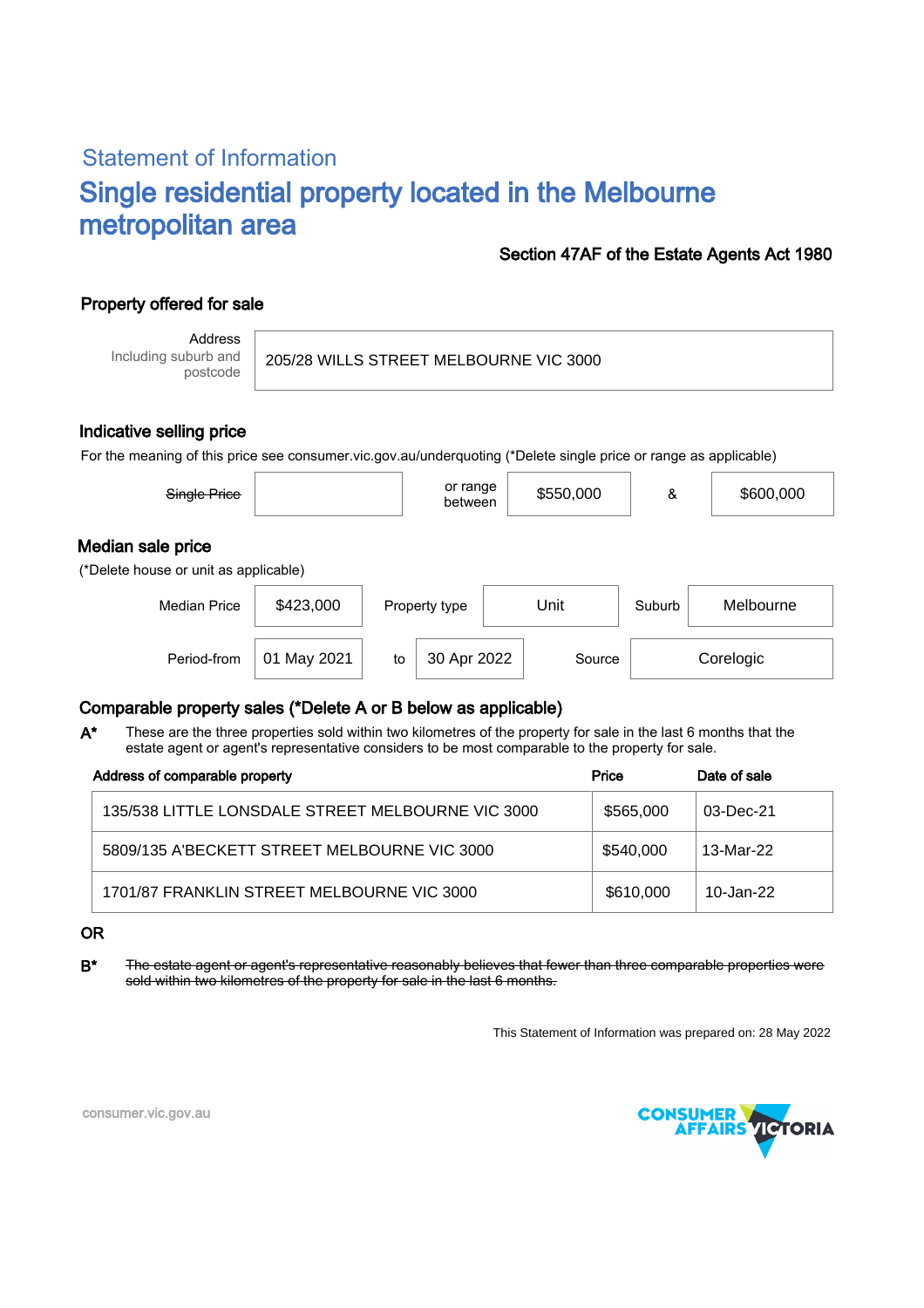# Statement of Information

## Single residential property located in the Melbourne metropolitan area

**Section 47AF of the Estate Agents Act 1980**

### Property offered for sale

| Address Including suburb and postcode | 205/28 WILLS STREET MELBOURNE VIC 3000 |
|---|---|

### Indicative selling price

For the meaning of this price see consumer.vic.gov.au/underquoting (*Delete single price or range as applicable)

| ~~Single Price~~ | | or range between | $550,000 | & | $600,000 |
|---|---|---|---|---|---|

### Median sale price

(*Delete house or unit as applicable)

| Median Price | $423,000 | Property type | Unit | Suburb | Melbourne |
|---|---|---|---|---|---|
| Period-from | 01 May 2021 | to | 30 Apr 2022 | Source | Corelogic |

### Comparable property sales (*Delete A or B below as applicable)

**A*** These are the three properties sold within two kilometres of the property for sale in the last 6 months that the estate agent or agent's representative considers to be most comparable to the property for sale.

| Address of comparable property | Price | Date of sale |
|---|---|---|
| 135/538 LITTLE LONSDALE STREET MELBOURNE VIC 3000 | $565,000 | 03-Dec-21 |
| 5809/135 A'BECKETT STREET MELBOURNE VIC 3000 | $540,000 | 13-Mar-22 |
| 1701/87 FRANKLIN STREET MELBOURNE VIC 3000 | $610,000 | 10-Jan-22 |

**OR**

**B*** ~~The estate agent or agent's representative reasonably believes that fewer than three comparable properties were sold within two kilometres of the property for sale in the last 6 months.~~

This Statement of Information was prepared on: 28 May 2022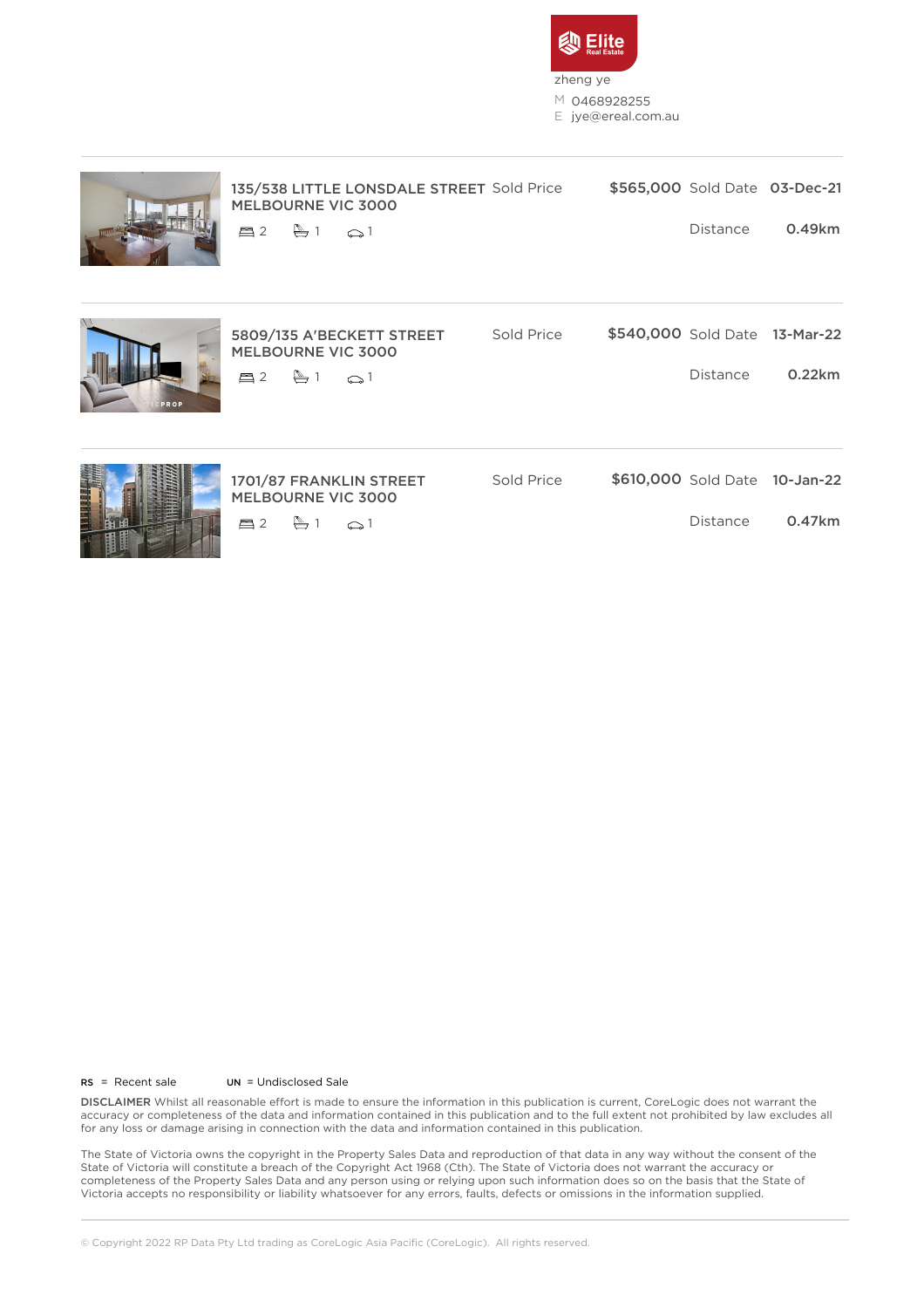zheng ye
M 0468928255
E jye@ereal.com.au

| | | | | |
|---|---|---|---|---|
| 135/538 LITTLE LONSDALE STREET MELBOURNE VIC 3000 | Sold Price | $565,000 | Sold Date | 03-Dec-21 |
| 2 1 1 | | | Distance | 0.49km |
| 5809/135 A'BECKETT STREET MELBOURNE VIC 3000 | Sold Price | $540,000 | Sold Date | 13-Mar-22 |
| 2 1 1 | | | Distance | 0.22km |
| 1701/87 FRANKLIN STREET MELBOURNE VIC 3000 | Sold Price | $610,000 | Sold Date | 10-Jan-22 |
| 2 1 1 | | | Distance | 0.47km |

**RS** = Recent sale **UN** = Undisclosed Sale

DISCLAIMER Whilst all reasonable effort is made to ensure the information in this publication is current, CoreLogic does not warrant the accuracy or completeness of the data and information contained in this publication and to the full extent not prohibited by law excludes all for any loss or damage arising in connection with the data and information contained in this publication.

The State of Victoria owns the copyright in the Property Sales Data and reproduction of that data in any way without the consent of the State of Victoria will constitute a breach of the Copyright Act 1968 (Cth). The State of Victoria does not warrant the accuracy or completeness of the Property Sales Data and any person using or relying upon such information does so on the basis that the State of Victoria accepts no responsibility or liability whatsoever for any errors, faults, defects or omissions in the information supplied.

© Copyright 2022 RP Data Pty Ltd trading as CoreLogic Asia Pacific (CoreLogic). All rights reserved.